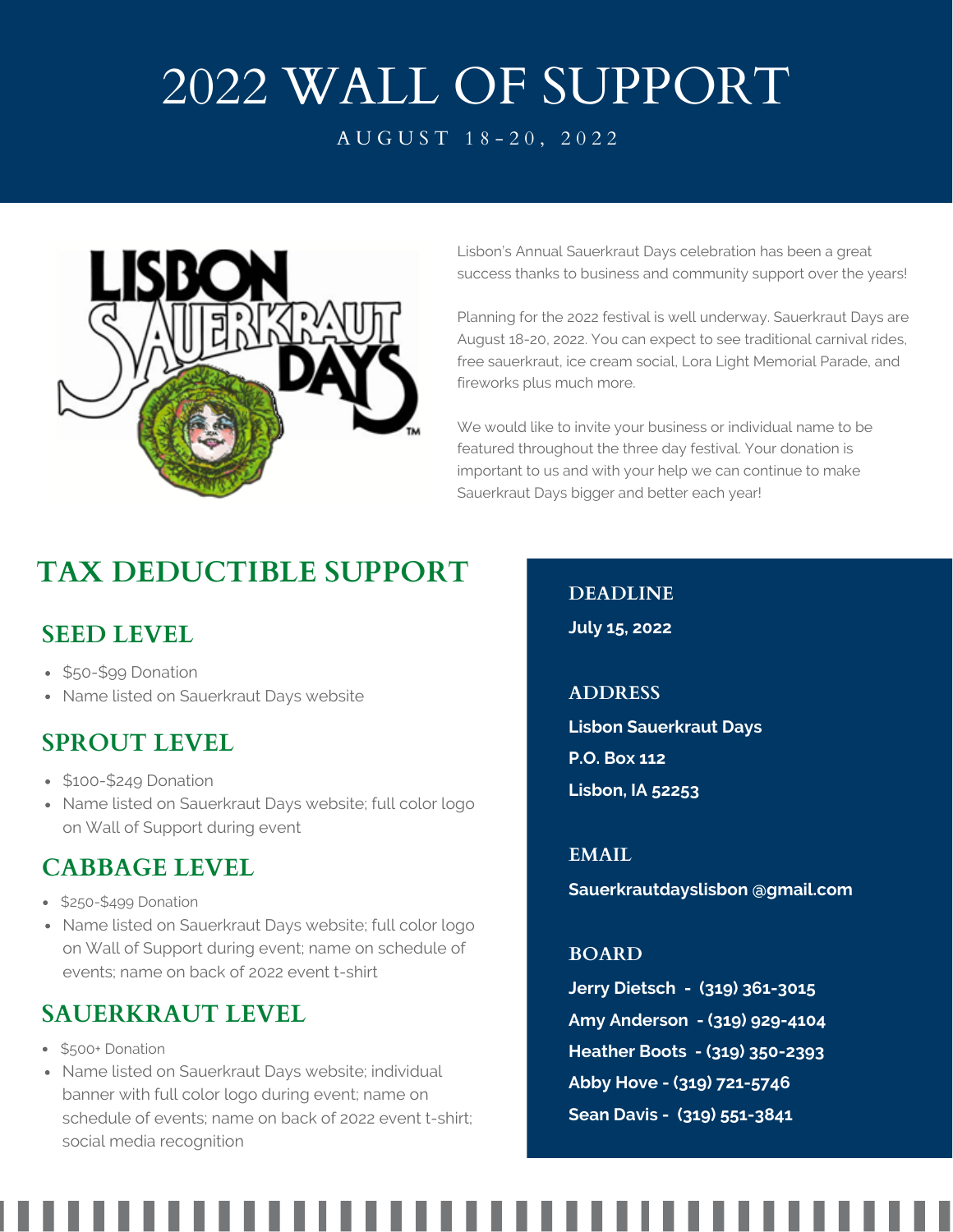# 2022 WALL OF SUPPORT

AUGUST 18-20, 2022

Lisbon's Annual Sauerkraut Days celebration has been a great success thanks to business and community support over the years!

Planning for the 2022 festival is well underway. Sauerkraut Days are August 18-20, 2022. You can expect to see traditional carnival rides, free sauerkraut, ice cream social, Lora Light Memorial Parade, and fireworks plus much more.

We would like to invite your business or individual name to be featured throughout the three day festival. Your donation is important to us and with your help we can continue to make Sauerkraut Days bigger and better each year!

## TAX DEDUCTIBLE SUPPORT

### SEED LEVEL

- $50-$99 Donation
- Name listed on Sauerkraut Days website

### SPROUT LEVEL

- $100-$249 Donation
- Name listed on Sauerkraut Days website; full color logo on Wall of Support during event

### CABBAGE LEVEL

- $250-$499 Donation
- Name listed on Sauerkraut Days website; full color logo on Wall of Support during event; name on schedule of events; name on back of 2022 event t-shirt

### SAUERKRAUT LEVEL

- $500+ Donation
- Name listed on Sauerkraut Days website; individual banner with full color logo during event; name on schedule of events; name on back of 2022 event t-shirt; social media recognition

### DEADLINE

**July 15, 2022**

### ADDRESS

**Lisbon Sauerkraut Days**
**P.O. Box 112**
**Lisbon, IA 52253**

### EMAIL

**Sauerkrautdayslisbon @gmail.com**

### BOARD

**Jerry Dietsch - (319) 361-3015**
**Amy Anderson - (319) 929-4104**
**Heather Boots - (319) 350-2393**
**Abby Hove - (319) 721-5746**
**Sean Davis - (319) 551-3841**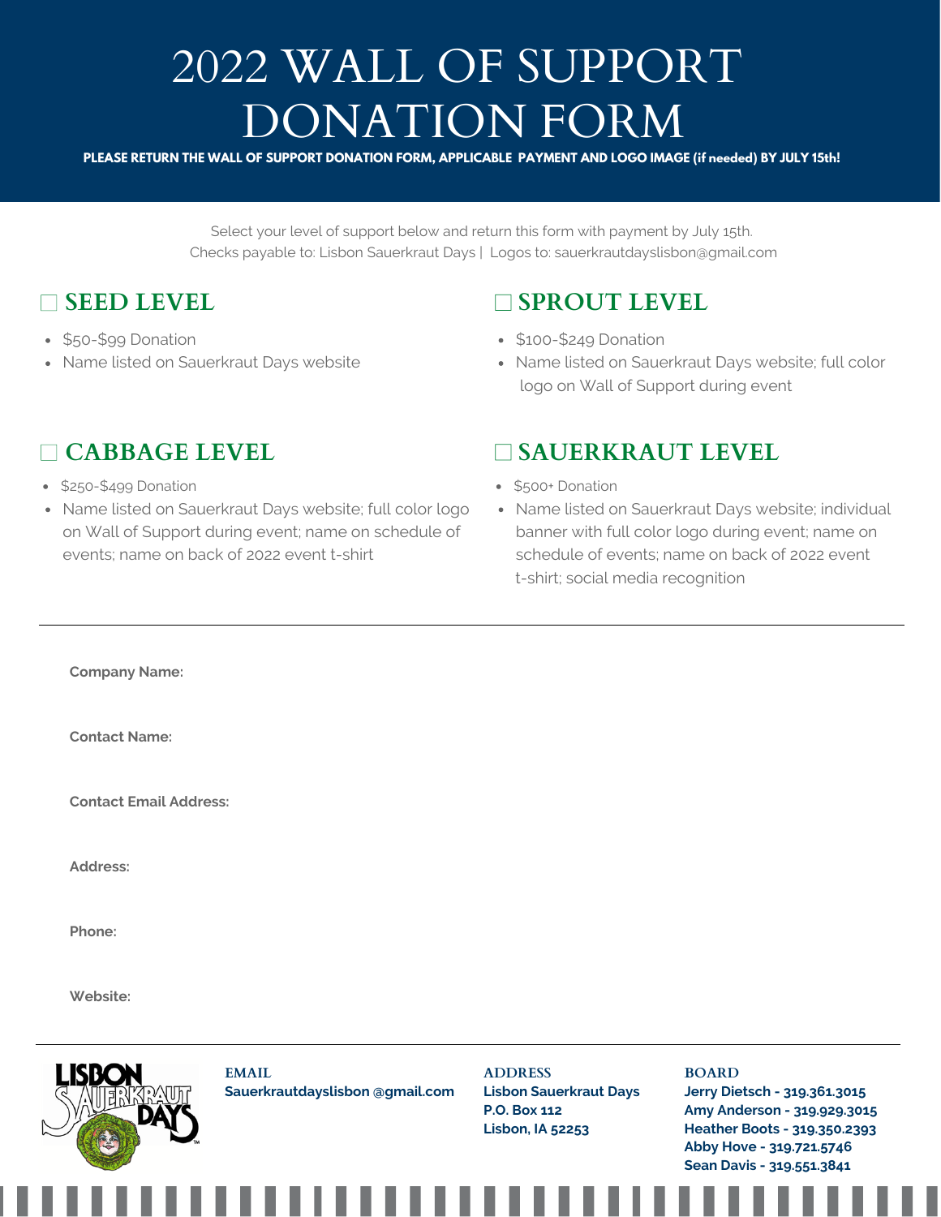# 2022 WALL OF SUPPORT DONATION FORM

**PLEASE RETURN THE WALL OF SUPPORT DONATION FORM, APPLICABLE PAYMENT AND LOGO IMAGE (if needed) BY JULY 15th!**

Select your level of support below and return this form with payment by July 15th.
Checks payable to: Lisbon Sauerkraut Days | Logos to: sauerkrautdayslisbon@gmail.com

## ☐ SEED LEVEL

- $50-$99 Donation
- Name listed on Sauerkraut Days website

## ☐ SPROUT LEVEL

- $100-$249 Donation
- Name listed on Sauerkraut Days website; full color logo on Wall of Support during event

## ☐ CABBAGE LEVEL

- $250-$499 Donation
- Name listed on Sauerkraut Days website; full color logo on Wall of Support during event; name on schedule of events; name on back of 2022 event t-shirt

## ☐ SAUERKRAUT LEVEL

- $500+ Donation
- Name listed on Sauerkraut Days website; individual banner with full color logo during event; name on schedule of events; name on back of 2022 event t-shirt; social media recognition

---

**Company Name:**

**Contact Name:**

**Contact Email Address:**

**Address:**

**Phone:**

**Website:**

---

LISBON SAUERKRAUT DAYS™

**EMAIL**
**Sauerkrautdayslisbon @gmail.com**

**ADDRESS**
**Lisbon Sauerkraut Days**
**P.O. Box 112**
**Lisbon, IA 52253**

**BOARD**
**Jerry Dietsch - 319.361.3015**
**Amy Anderson - 319.929.3015**
**Heather Boots - 319.350.2393**
**Abby Hove - 319.721.5746**
**Sean Davis - 319.551.3841**